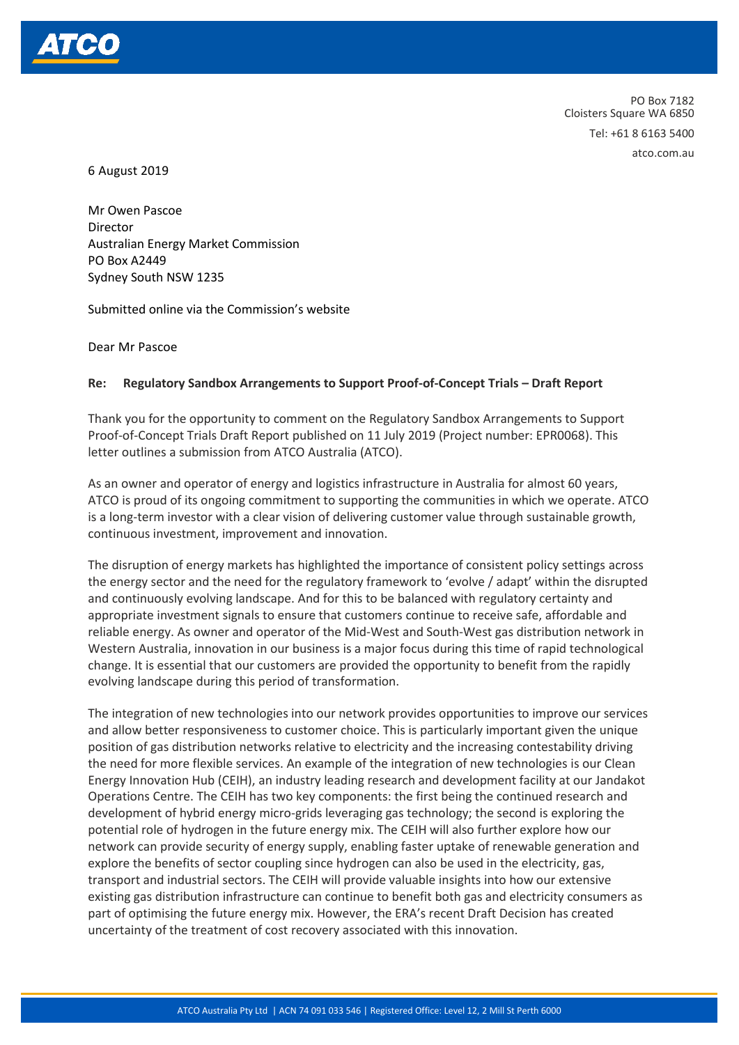PO Box 7182
Cloisters Square WA 6850
Tel: +61 8 6163 5400
atco.com.au

6 August 2019

Mr Owen Pascoe
Director
Australian Energy Market Commission
PO Box A2449
Sydney South NSW 1235

Submitted online via the Commission's website

Dear Mr Pascoe

**Re: Regulatory Sandbox Arrangements to Support Proof-of-Concept Trials – Draft Report**

Thank you for the opportunity to comment on the Regulatory Sandbox Arrangements to Support Proof-of-Concept Trials Draft Report published on 11 July 2019 (Project number: EPR0068). This letter outlines a submission from ATCO Australia (ATCO).

As an owner and operator of energy and logistics infrastructure in Australia for almost 60 years, ATCO is proud of its ongoing commitment to supporting the communities in which we operate. ATCO is a long-term investor with a clear vision of delivering customer value through sustainable growth, continuous investment, improvement and innovation.

The disruption of energy markets has highlighted the importance of consistent policy settings across the energy sector and the need for the regulatory framework to 'evolve / adapt' within the disrupted and continuously evolving landscape. And for this to be balanced with regulatory certainty and appropriate investment signals to ensure that customers continue to receive safe, affordable and reliable energy. As owner and operator of the Mid-West and South-West gas distribution network in Western Australia, innovation in our business is a major focus during this time of rapid technological change. It is essential that our customers are provided the opportunity to benefit from the rapidly evolving landscape during this period of transformation.

The integration of new technologies into our network provides opportunities to improve our services and allow better responsiveness to customer choice. This is particularly important given the unique position of gas distribution networks relative to electricity and the increasing contestability driving the need for more flexible services. An example of the integration of new technologies is our Clean Energy Innovation Hub (CEIH), an industry leading research and development facility at our Jandakot Operations Centre. The CEIH has two key components: the first being the continued research and development of hybrid energy micro-grids leveraging gas technology; the second is exploring the potential role of hydrogen in the future energy mix. The CEIH will also further explore how our network can provide security of energy supply, enabling faster uptake of renewable generation and explore the benefits of sector coupling since hydrogen can also be used in the electricity, gas, transport and industrial sectors. The CEIH will provide valuable insights into how our extensive existing gas distribution infrastructure can continue to benefit both gas and electricity consumers as part of optimising the future energy mix. However, the ERA's recent Draft Decision has created uncertainty of the treatment of cost recovery associated with this innovation.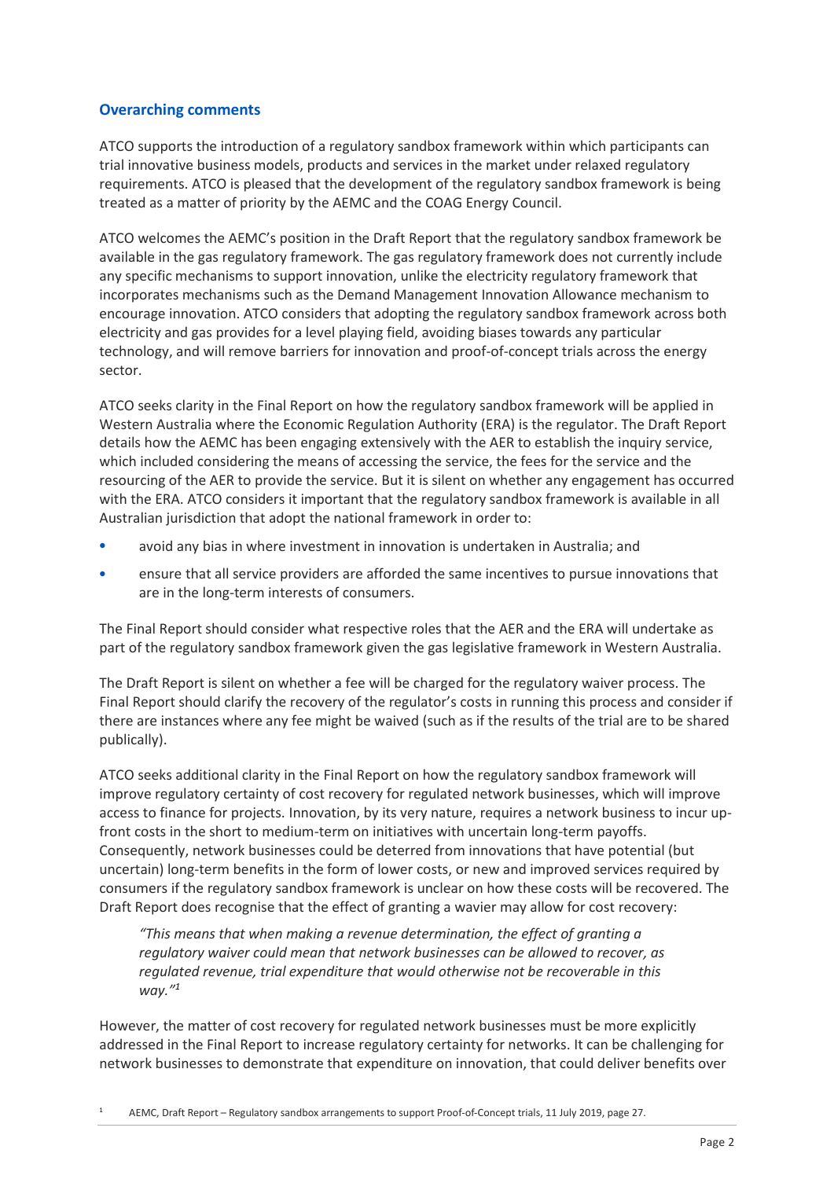## Overarching comments

ATCO supports the introduction of a regulatory sandbox framework within which participants can trial innovative business models, products and services in the market under relaxed regulatory requirements. ATCO is pleased that the development of the regulatory sandbox framework is being treated as a matter of priority by the AEMC and the COAG Energy Council.

ATCO welcomes the AEMC's position in the Draft Report that the regulatory sandbox framework be available in the gas regulatory framework. The gas regulatory framework does not currently include any specific mechanisms to support innovation, unlike the electricity regulatory framework that incorporates mechanisms such as the Demand Management Innovation Allowance mechanism to encourage innovation. ATCO considers that adopting the regulatory sandbox framework across both electricity and gas provides for a level playing field, avoiding biases towards any particular technology, and will remove barriers for innovation and proof-of-concept trials across the energy sector.

ATCO seeks clarity in the Final Report on how the regulatory sandbox framework will be applied in Western Australia where the Economic Regulation Authority (ERA) is the regulator. The Draft Report details how the AEMC has been engaging extensively with the AER to establish the inquiry service, which included considering the means of accessing the service, the fees for the service and the resourcing of the AER to provide the service. But it is silent on whether any engagement has occurred with the ERA. ATCO considers it important that the regulatory sandbox framework is available in all Australian jurisdiction that adopt the national framework in order to:

- avoid any bias in where investment in innovation is undertaken in Australia; and
- ensure that all service providers are afforded the same incentives to pursue innovations that are in the long-term interests of consumers.

The Final Report should consider what respective roles that the AER and the ERA will undertake as part of the regulatory sandbox framework given the gas legislative framework in Western Australia.

The Draft Report is silent on whether a fee will be charged for the regulatory waiver process. The Final Report should clarify the recovery of the regulator's costs in running this process and consider if there are instances where any fee might be waived (such as if the results of the trial are to be shared publically).

ATCO seeks additional clarity in the Final Report on how the regulatory sandbox framework will improve regulatory certainty of cost recovery for regulated network businesses, which will improve access to finance for projects. Innovation, by its very nature, requires a network business to incur up-front costs in the short to medium-term on initiatives with uncertain long-term payoffs. Consequently, network businesses could be deterred from innovations that have potential (but uncertain) long-term benefits in the form of lower costs, or new and improved services required by consumers if the regulatory sandbox framework is unclear on how these costs will be recovered. The Draft Report does recognise that the effect of granting a wavier may allow for cost recovery:

> *"This means that when making a revenue determination, the effect of granting a regulatory waiver could mean that network businesses can be allowed to recover, as regulated revenue, trial expenditure that would otherwise not be recoverable in this way."*[1]

However, the matter of cost recovery for regulated network businesses must be more explicitly addressed in the Final Report to increase regulatory certainty for networks. It can be challenging for network businesses to demonstrate that expenditure on innovation, that could deliver benefits over

[1] AEMC, Draft Report – Regulatory sandbox arrangements to support Proof-of-Concept trials, 11 July 2019, page 27.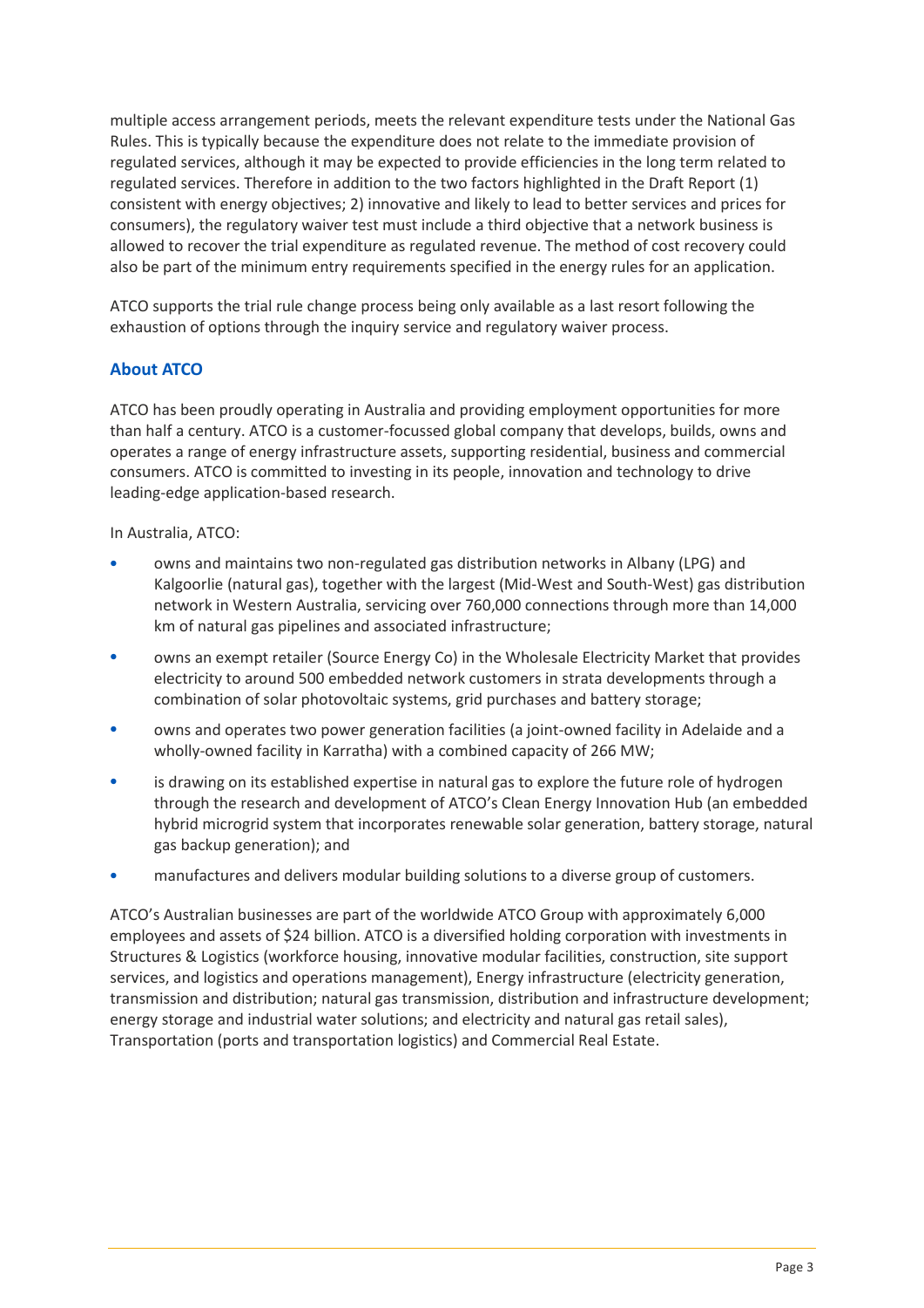multiple access arrangement periods, meets the relevant expenditure tests under the National Gas Rules. This is typically because the expenditure does not relate to the immediate provision of regulated services, although it may be expected to provide efficiencies in the long term related to regulated services. Therefore in addition to the two factors highlighted in the Draft Report (1) consistent with energy objectives; 2) innovative and likely to lead to better services and prices for consumers), the regulatory waiver test must include a third objective that a network business is allowed to recover the trial expenditure as regulated revenue. The method of cost recovery could also be part of the minimum entry requirements specified in the energy rules for an application.

ATCO supports the trial rule change process being only available as a last resort following the exhaustion of options through the inquiry service and regulatory waiver process.

## About ATCO

ATCO has been proudly operating in Australia and providing employment opportunities for more than half a century. ATCO is a customer-focussed global company that develops, builds, owns and operates a range of energy infrastructure assets, supporting residential, business and commercial consumers. ATCO is committed to investing in its people, innovation and technology to drive leading-edge application-based research.

In Australia, ATCO:

- owns and maintains two non-regulated gas distribution networks in Albany (LPG) and Kalgoorlie (natural gas), together with the largest (Mid-West and South-West) gas distribution network in Western Australia, servicing over 760,000 connections through more than 14,000 km of natural gas pipelines and associated infrastructure;
- owns an exempt retailer (Source Energy Co) in the Wholesale Electricity Market that provides electricity to around 500 embedded network customers in strata developments through a combination of solar photovoltaic systems, grid purchases and battery storage;
- owns and operates two power generation facilities (a joint-owned facility in Adelaide and a wholly-owned facility in Karratha) with a combined capacity of 266 MW;
- is drawing on its established expertise in natural gas to explore the future role of hydrogen through the research and development of ATCO's Clean Energy Innovation Hub (an embedded hybrid microgrid system that incorporates renewable solar generation, battery storage, natural gas backup generation); and
- manufactures and delivers modular building solutions to a diverse group of customers.

ATCO's Australian businesses are part of the worldwide ATCO Group with approximately 6,000 employees and assets of $24 billion. ATCO is a diversified holding corporation with investments in Structures & Logistics (workforce housing, innovative modular facilities, construction, site support services, and logistics and operations management), Energy infrastructure (electricity generation, transmission and distribution; natural gas transmission, distribution and infrastructure development; energy storage and industrial water solutions; and electricity and natural gas retail sales), Transportation (ports and transportation logistics) and Commercial Real Estate.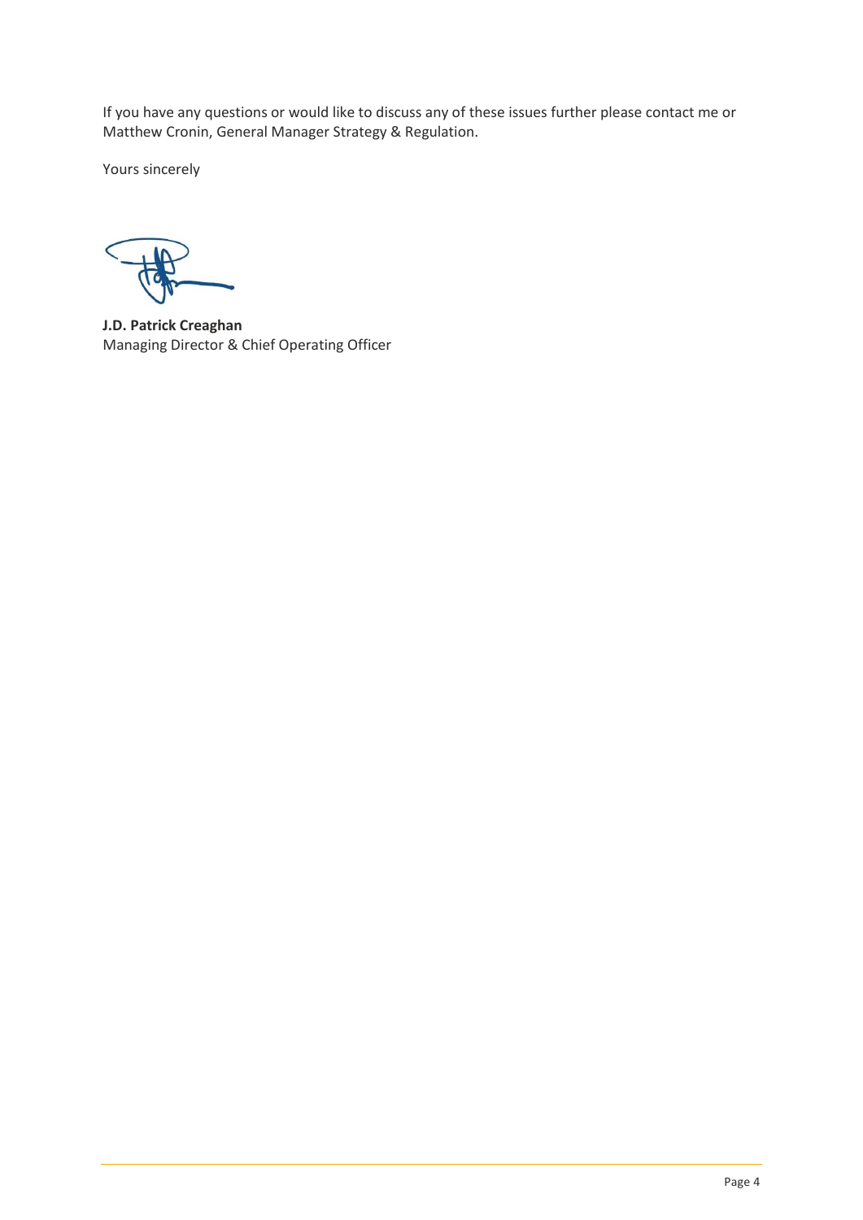If you have any questions or would like to discuss any of these issues further please contact me or Matthew Cronin, General Manager Strategy & Regulation.

Yours sincerely

**J.D. Patrick Creaghan**
Managing Director & Chief Operating Officer